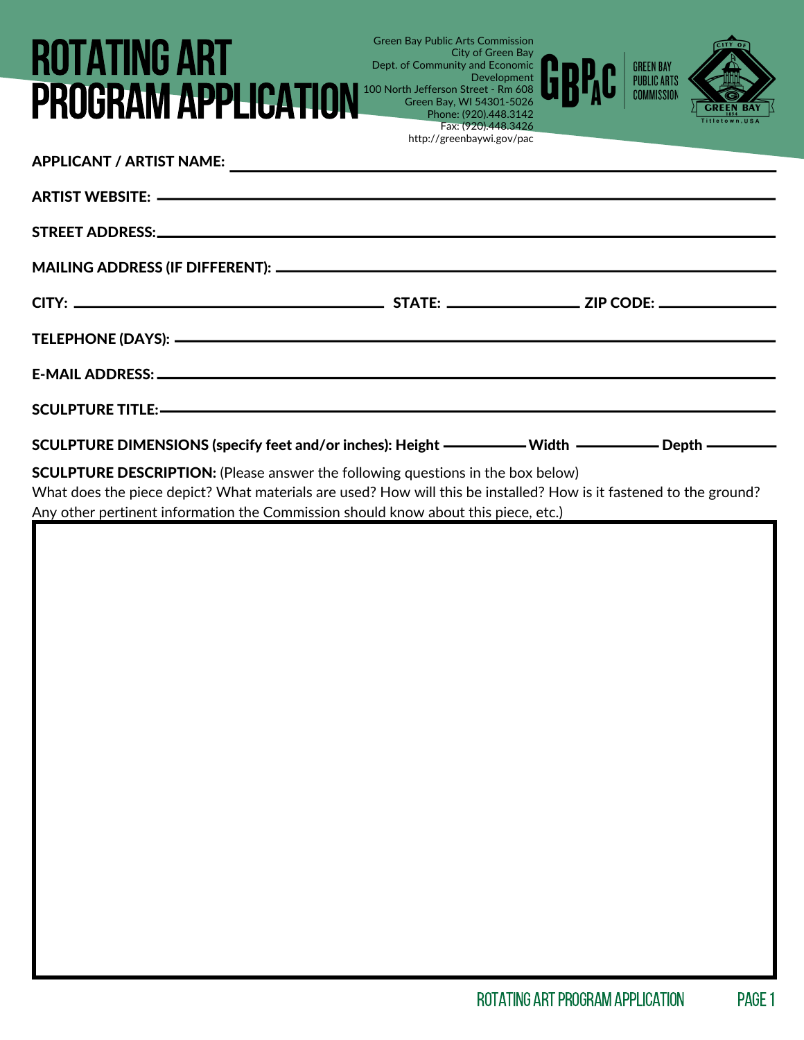# ROTATING ART PROGRAM APPLICATION

Green Bay Public Arts Commission
City of Green Bay
Dept. of Community and Economic Development
100 North Jefferson Street - Rm 608
Green Bay, WI 54301-5026
Phone: (920).448.3142
Fax: (920).448.3426
http://greenbaywi.gov/pac

GBPAC GREEN BAY PUBLIC ARTS COMMISSION

CITY OF GREEN BAY 1854 Titletown, USA

**APPLICANT / ARTIST NAME:** ______________________________

**ARTIST WEBSITE:** ______________________________

**STREET ADDRESS:** ______________________________

**MAILING ADDRESS (IF DIFFERENT):** ______________________________

**CITY:** ____________________ **STATE:** __________ **ZIP CODE:** __________

**TELEPHONE (DAYS):** ______________________________

**E-MAIL ADDRESS:** ______________________________

**SCULPTURE TITLE:** ______________________________

**SCULPTURE DIMENSIONS (specify feet and/or inches): Height** __________ **Width** __________ **Depth** __________

**SCULPTURE DESCRIPTION:** (Please answer the following questions in the box below)
What does the piece depict? What materials are used? How will this be installed? How is it fastened to the ground? Any other pertinent information the Commission should know about this piece, etc.)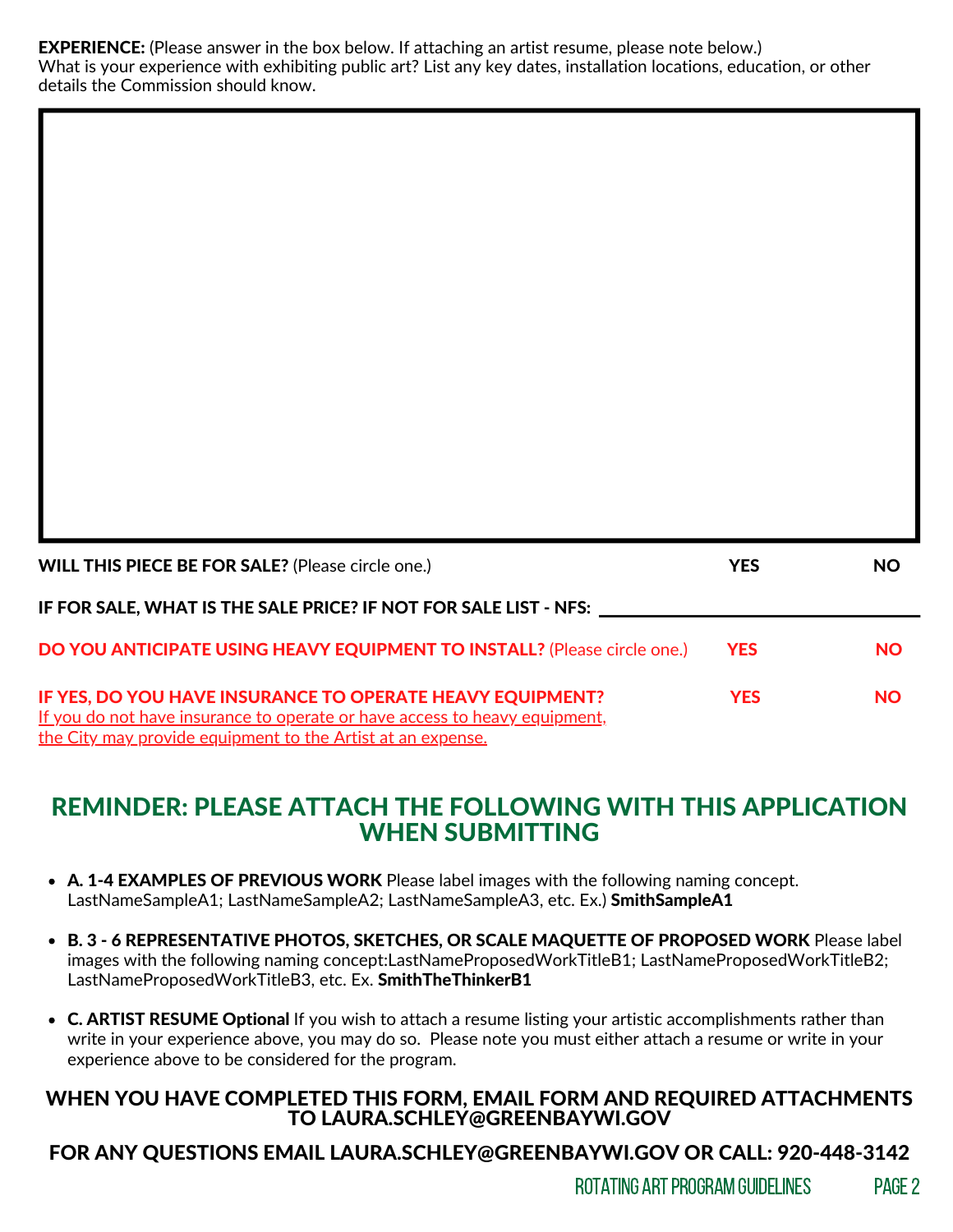**EXPERIENCE:** (Please answer in the box below. If attaching an artist resume, please note below.)
What is your experience with exhibiting public art? List any key dates, installation locations, education, or other details the Commission should know.

**WILL THIS PIECE BE FOR SALE?** (Please circle one.) **YES** **NO**

**IF FOR SALE, WHAT IS THE SALE PRICE? IF NOT FOR SALE LIST - NFS:** ____________________

**DO YOU ANTICIPATE USING HEAVY EQUIPMENT TO INSTALL?** (Please circle one.) **YES** **NO**

**IF YES, DO YOU HAVE INSURANCE TO OPERATE HEAVY EQUIPMENT?** **YES** **NO**
If you do not have insurance to operate or have access to heavy equipment, the City may provide equipment to the Artist at an expense.

## REMINDER: PLEASE ATTACH THE FOLLOWING WITH THIS APPLICATION WHEN SUBMITTING

- **A. 1-4 EXAMPLES OF PREVIOUS WORK** Please label images with the following naming concept. LastNameSampleA1; LastNameSampleA2; LastNameSampleA3, etc. Ex.) **SmithSampleA1**
- **B. 3 - 6 REPRESENTATIVE PHOTOS, SKETCHES, OR SCALE MAQUETTE OF PROPOSED WORK** Please label images with the following naming concept:LastNameProposedWorkTitleB1; LastNameProposedWorkTitleB2; LastNameProposedWorkTitleB3, etc. Ex. **SmithTheThinkerB1**
- **C. ARTIST RESUME Optional** If you wish to attach a resume listing your artistic accomplishments rather than write in your experience above, you may do so. Please note you must either attach a resume or write in your experience above to be considered for the program.

**WHEN YOU HAVE COMPLETED THIS FORM, EMAIL FORM AND REQUIRED ATTACHMENTS TO LAURA.SCHLEY@GREENBAYWI.GOV**

**FOR ANY QUESTIONS EMAIL LAURA.SCHLEY@GREENBAYWI.GOV OR CALL: 920-448-3142**